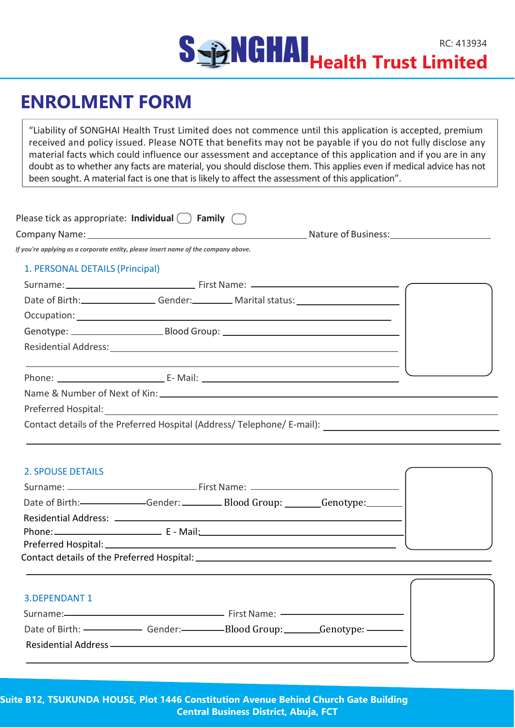SONGHAI Health Trust Limited

RC: 413934

# ENROLMENT FORM

"Liability of SONGHAI Health Trust Limited does not commence until this application is accepted, premium received and policy issued. Please NOTE that benefits may not be payable if you do not fully disclose any material facts which could influence our assessment and acceptance of this application and if you are in any doubt as to whether any facts are material, you should disclose them. This applies even if medical advice has not been sought. A material fact is one that is likely to affect the assessment of this application".

Please tick as appropriate: **Individual** ☐ **Family** ☐

Company Name: ____________________ Nature of Business: ____________________

*If you're applying as a corporate entity, please insert name of the company above.*

## 1. PERSONAL DETAILS (Principal)

Surname: ____________________ First Name: ____________________

Date of Birth: __________ Gender: __________ Marital status: __________

Occupation: ____________________

Genotype: __________ Blood Group: __________

Residential Address: ____________________

Phone: __________ E- Mail: ____________________

Name & Number of Next of Kin: ____________________

Preferred Hospital: ____________________

Contact details of the Preferred Hospital (Address/ Telephone/ E-mail): ____________________

## 2. SPOUSE DETAILS

Surname: ____________________ First Name: ____________________

Date of Birth: __________ Gender: __________ Blood Group: __________ Genotype: __________

Residential Address: ____________________

Phone: __________ E - Mail: ____________________

Preferred Hospital: ____________________

Contact details of the Preferred Hospital: ____________________

## 3.DEPENDANT 1

Surname: ____________________ First Name: ____________________

Date of Birth: __________ Gender: __________ Blood Group: __________ Genotype: __________

Residential Address ____________________

**Suite B12, TSUKUNDA HOUSE, Plot 1446 Constitution Avenue Behind Church Gate Building Central Business District, Abuja, FCT**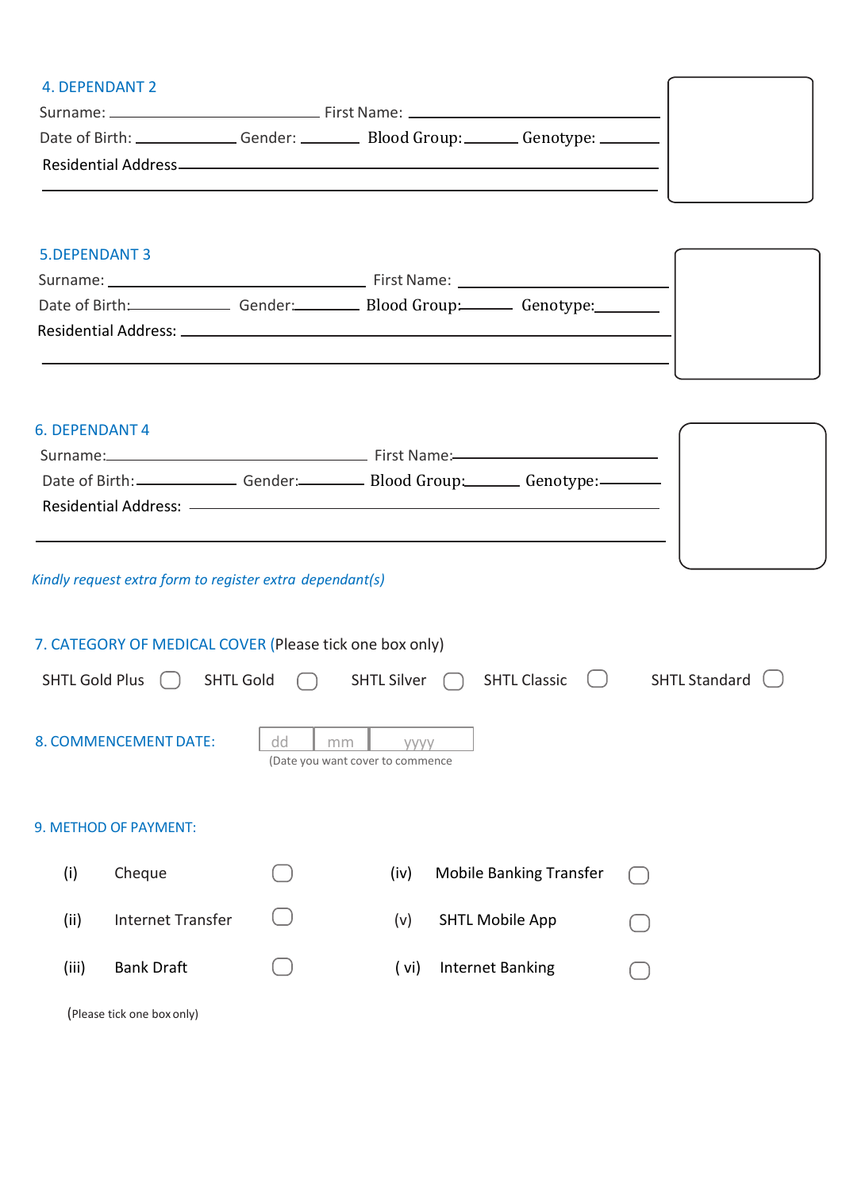## 4. DEPENDANT 2

Surname: ______________________ First Name: ______________________

Date of Birth: __________ Gender: ______ Blood Group: ______ Genotype: ______

Residential Address: ______________________________________________

______________________________________________

## 5. DEPENDANT 3

Surname: ______________________ First Name: ______________________

Date of Birth: __________ Gender: ______ Blood Group: ______ Genotype: ______

Residential Address: ______________________________________________

______________________________________________

## 6. DEPENDANT 4

Surname: ______________________ First Name: ______________________

Date of Birth: __________ Gender: ______ Blood Group: ______ Genotype: ______

Residential Address: ______________________________________________

______________________________________________

*Kindly request extra form to register extra dependant(s)*

## 7. CATEGORY OF MEDICAL COVER (Please tick one box only)

SHTL Gold Plus ☐ SHTL Gold ☐ SHTL Silver ☐ SHTL Classic ☐ SHTL Standard ☐

## 8. COMMENCEMENT DATE:

| dd | mm | yyyy |
|---|---|---|

(Date you want cover to commence

## 9. METHOD OF PAYMENT:

| | | | | | |
|---|---|---|---|---|---|
| (i) | Cheque | ☐ | (iv) | Mobile Banking Transfer | ☐ |
| (ii) | Internet Transfer | ☐ | (v) | SHTL Mobile App | ☐ |
| (iii) | Bank Draft | ☐ | ( vi) | Internet Banking | ☐ |

(Please tick one box only)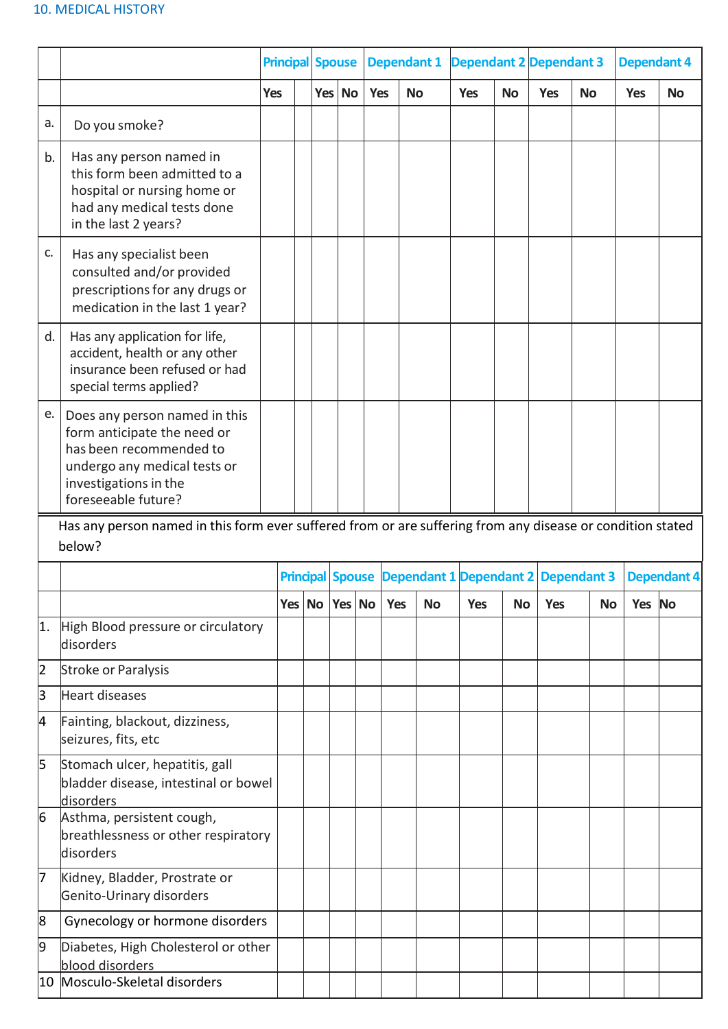## 10. MEDICAL HISTORY

| | | Principal | | Spouse | | Dependant 1 | | Dependant 2 | | Dependant 3 | | Dependant 4 | |
|---|---|---|---|---|---|---|---|---|---|---|---|---|---|
| | | Yes | | Yes | No | Yes | No | Yes | No | Yes | No | Yes | No |
| a. | Do you smoke? | | | | | | | | | | | | |
| b. | Has any person named in this form been admitted to a hospital or nursing home or had any medical tests done in the last 2 years? | | | | | | | | | | | | |
| c. | Has any specialist been consulted and/or provided prescriptions for any drugs or medication in the last 1 year? | | | | | | | | | | | | |
| d. | Has any application for life, accident, health or any other insurance been refused or had special terms applied? | | | | | | | | | | | | |
| e. | Does any person named in this form anticipate the need or has been recommended to undergo any medical tests or investigations in the foreseeable future? | | | | | | | | | | | | |

Has any person named in this form ever suffered from or are suffering from any disease or condition stated below?

| | | Principal | | Spouse | | Dependant 1 | | Dependant 2 | | Dependant 3 | | Dependant 4 | |
|---|---|---|---|---|---|---|---|---|---|---|---|---|---|
| | | Yes | No | Yes | No | Yes | No | Yes | No | Yes | No | Yes | No |
| 1. | High Blood pressure or circulatory disorders | | | | | | | | | | | | |
| 2 | Stroke or Paralysis | | | | | | | | | | | | |
| 3 | Heart diseases | | | | | | | | | | | | |
| 4 | Fainting, blackout, dizziness, seizures, fits, etc | | | | | | | | | | | | |
| 5 | Stomach ulcer, hepatitis, gall bladder disease, intestinal or bowel disorders | | | | | | | | | | | | |
| 6 | Asthma, persistent cough, breathlessness or other respiratory disorders | | | | | | | | | | | | |
| 7 | Kidney, Bladder, Prostrate or Genito-Urinary disorders | | | | | | | | | | | | |
| 8 | Gynecology or hormone disorders | | | | | | | | | | | | |
| 9 | Diabetes, High Cholesterol or other blood disorders | | | | | | | | | | | | |
| 10 | Mosculo-Skeletal disorders | | | | | | | | | | | | |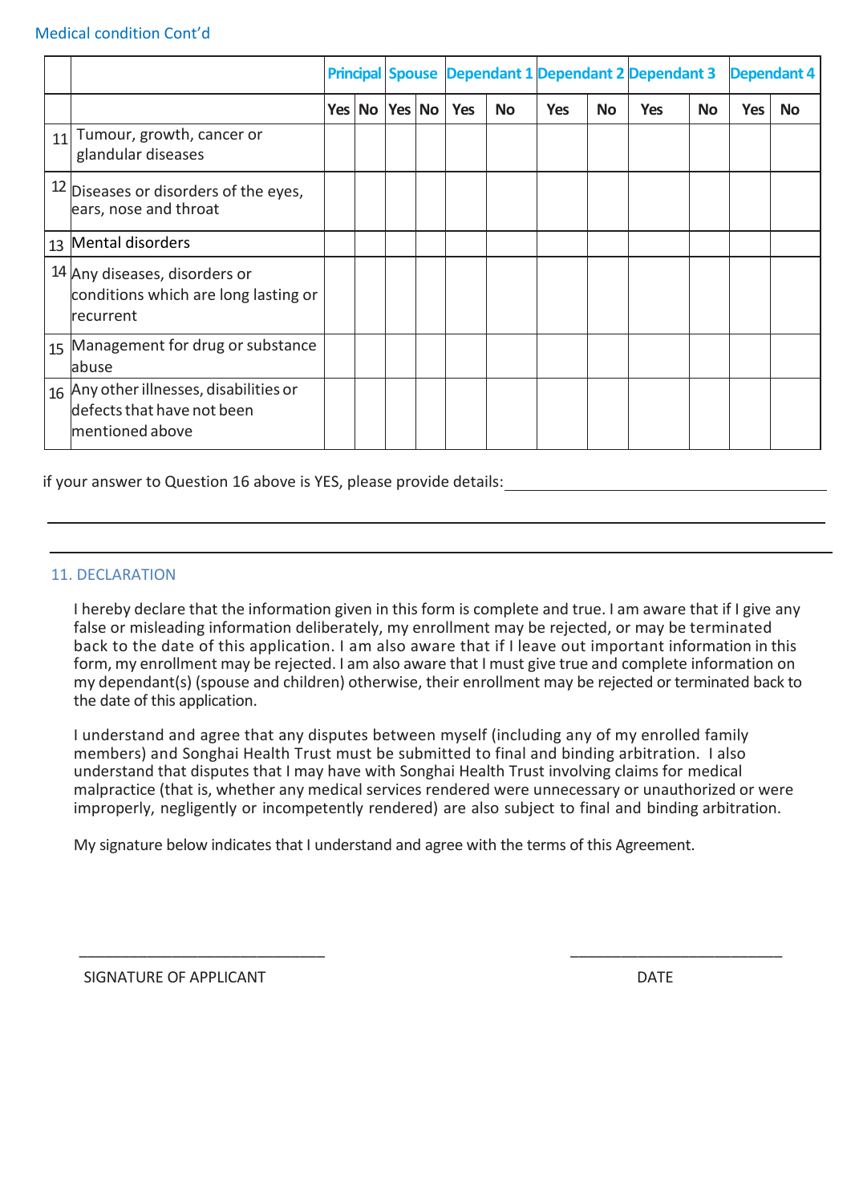Medical condition Cont'd

| | | Principal | | Spouse | | Dependant 1 | | Dependant 2 | | Dependant 3 | | Dependant 4 | |
|---|---|---|---|---|---|---|---|---|---|---|---|---|---|
| | | Yes | No | Yes | No | Yes | No | Yes | No | Yes | No | Yes | No |
| 11 | Tumour, growth, cancer or glandular diseases | | | | | | | | | | | | |
| 12 | Diseases or disorders of the eyes, ears, nose and throat | | | | | | | | | | | | |
| 13 | Mental disorders | | | | | | | | | | | | |
| 14 | Any diseases, disorders or conditions which are long lasting or recurrent | | | | | | | | | | | | |
| 15 | Management for drug or substance abuse | | | | | | | | | | | | |
| 16 | Any other illnesses, disabilities or defects that have not been mentioned above | | | | | | | | | | | | |

if your answer to Question 16 above is YES, please provide details: ________________________________________

________________________________________________________________________________

________________________________________________________________________________

## 11. DECLARATION

I hereby declare that the information given in this form is complete and true. I am aware that if I give any false or misleading information deliberately, my enrollment may be rejected, or may be terminated back to the date of this application. I am also aware that if I leave out important information in this form, my enrollment may be rejected. I am also aware that I must give true and complete information on my dependant(s) (spouse and children) otherwise, their enrollment may be rejected or terminated back to the date of this application.

I understand and agree that any disputes between myself (including any of my enrolled family members) and Songhai Health Trust must be submitted to final and binding arbitration. I also understand that disputes that I may have with Songhai Health Trust involving claims for medical malpractice (that is, whether any medical services rendered were unnecessary or unauthorized or were improperly, negligently or incompetently rendered) are also subject to final and binding arbitration.

My signature below indicates that I understand and agree with the terms of this Agreement.

______________________________ ______________________________

SIGNATURE OF APPLICANT DATE